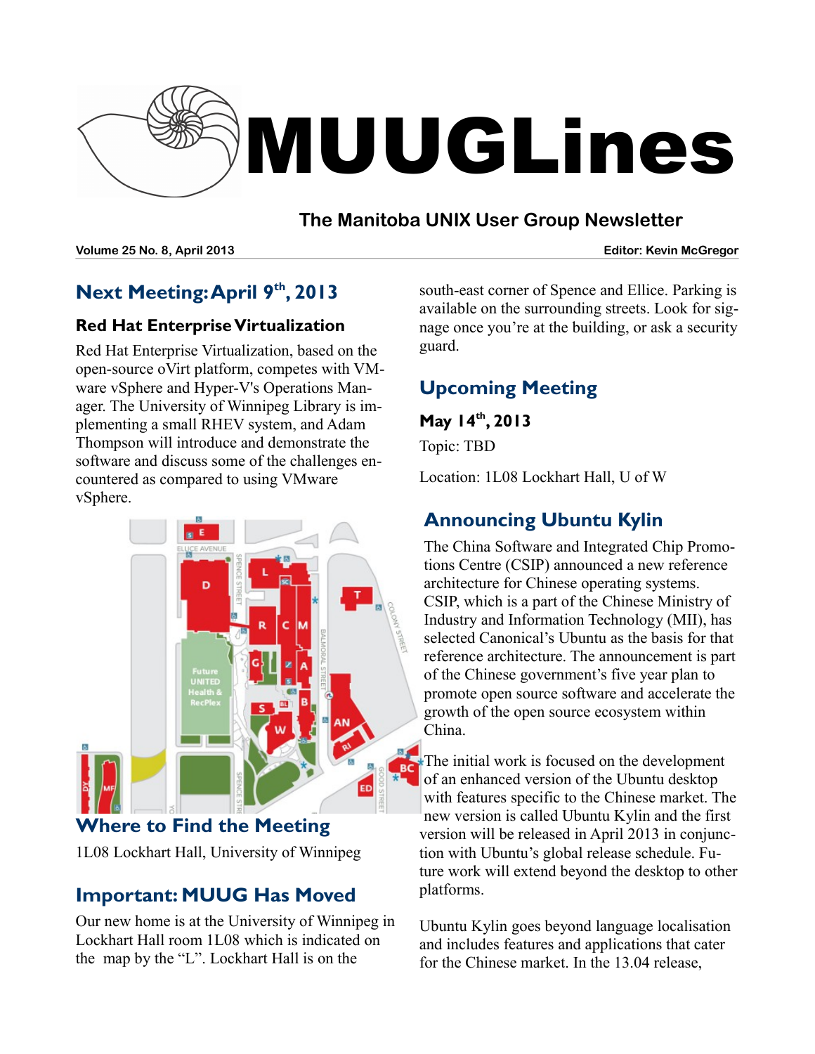# MUUGLines

## The Manitoba UNIX User Group Newsletter

**Volume 25 No. 8, April 2013** **Editor: Kevin McGregor**

## Next Meeting: April 9th, 2013

### Red Hat Enterprise Virtualization

Red Hat Enterprise Virtualization, based on the open-source oVirt platform, competes with VMware vSphere and Hyper-V's Operations Manager. The University of Winnipeg Library is implementing a small RHEV system, and Adam Thompson will introduce and demonstrate the software and discuss some of the challenges encountered as compared to using VMware vSphere.

## Where to Find the Meeting

1L08 Lockhart Hall, University of Winnipeg

## Important: MUUG Has Moved

Our new home is at the University of Winnipeg in Lockhart Hall room 1L08 which is indicated on the map by the "L". Lockhart Hall is on the south-east corner of Spence and Ellice. Parking is available on the surrounding streets. Look for signage once you're at the building, or ask a security guard.

## Upcoming Meeting

### May 14th, 2013

Topic: TBD

Location: 1L08 Lockhart Hall, U of W

## Announcing Ubuntu Kylin

The China Software and Integrated Chip Promotions Centre (CSIP) announced a new reference architecture for Chinese operating systems. CSIP, which is a part of the Chinese Ministry of Industry and Information Technology (MII), has selected Canonical's Ubuntu as the basis for that reference architecture. The announcement is part of the Chinese government's five year plan to promote open source software and accelerate the growth of the open source ecosystem within China.

The initial work is focused on the development of an enhanced version of the Ubuntu desktop with features specific to the Chinese market. The new version is called Ubuntu Kylin and the first version will be released in April 2013 in conjunction with Ubuntu's global release schedule. Future work will extend beyond the desktop to other platforms.

Ubuntu Kylin goes beyond language localisation and includes features and applications that cater for the Chinese market. In the 13.04 release,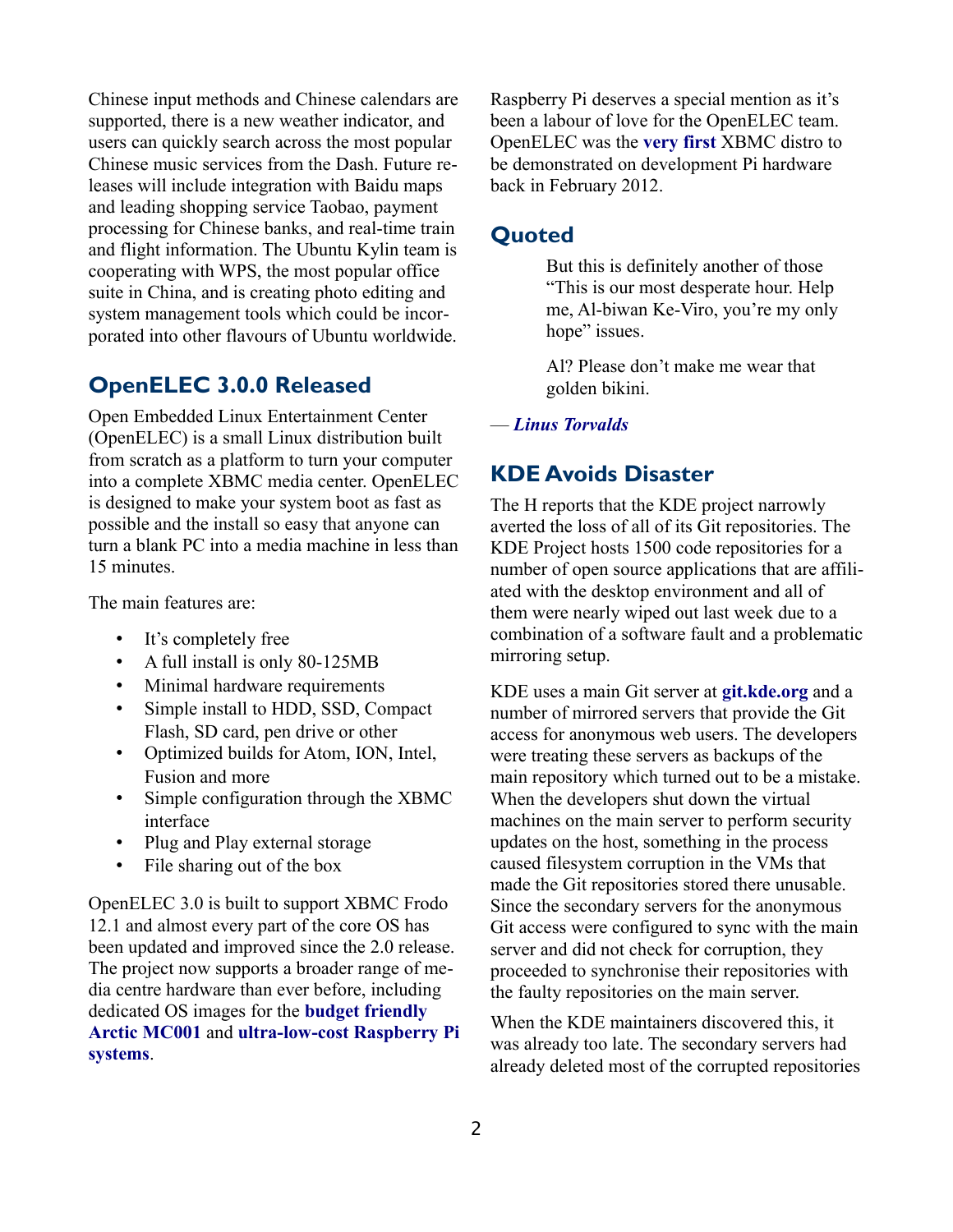Chinese input methods and Chinese calendars are supported, there is a new weather indicator, and users can quickly search across the most popular Chinese music services from the Dash. Future releases will include integration with Baidu maps and leading shopping service Taobao, payment processing for Chinese banks, and real-time train and flight information. The Ubuntu Kylin team is cooperating with WPS, the most popular office suite in China, and is creating photo editing and system management tools which could be incorporated into other flavours of Ubuntu worldwide.

## OpenELEC 3.0.0 Released

Open Embedded Linux Entertainment Center (OpenELEC) is a small Linux distribution built from scratch as a platform to turn your computer into a complete XBMC media center. OpenELEC is designed to make your system boot as fast as possible and the install so easy that anyone can turn a blank PC into a media machine in less than 15 minutes.

The main features are:

- It's completely free
- A full install is only 80-125MB
- Minimal hardware requirements
- Simple install to HDD, SSD, Compact Flash, SD card, pen drive or other
- Optimized builds for Atom, ION, Intel, Fusion and more
- Simple configuration through the XBMC interface
- Plug and Play external storage
- File sharing out of the box

OpenELEC 3.0 is built to support XBMC Frodo 12.1 and almost every part of the core OS has been updated and improved since the 2.0 release. The project now supports a broader range of media centre hardware than ever before, including dedicated OS images for the **budget friendly Arctic MC001** and **ultra-low-cost Raspberry Pi systems**.

Raspberry Pi deserves a special mention as it's been a labour of love for the OpenELEC team. OpenELEC was the **very first** XBMC distro to be demonstrated on development Pi hardware back in February 2012.

## Quoted

> But this is definitely another of those "This is our most desperate hour. Help me, Al-biwan Ke-Viro, you're my only hope" issues.
>
> Al? Please don't make me wear that golden bikini.

— ***Linus Torvalds***

## KDE Avoids Disaster

The H reports that the KDE project narrowly averted the loss of all of its Git repositories. The KDE Project hosts 1500 code repositories for a number of open source applications that are affiliated with the desktop environment and all of them were nearly wiped out last week due to a combination of a software fault and a problematic mirroring setup.

KDE uses a main Git server at **git.kde.org** and a number of mirrored servers that provide the Git access for anonymous web users. The developers were treating these servers as backups of the main repository which turned out to be a mistake. When the developers shut down the virtual machines on the main server to perform security updates on the host, something in the process caused filesystem corruption in the VMs that made the Git repositories stored there unusable. Since the secondary servers for the anonymous Git access were configured to sync with the main server and did not check for corruption, they proceeded to synchronise their repositories with the faulty repositories on the main server.

When the KDE maintainers discovered this, it was already too late. The secondary servers had already deleted most of the corrupted repositories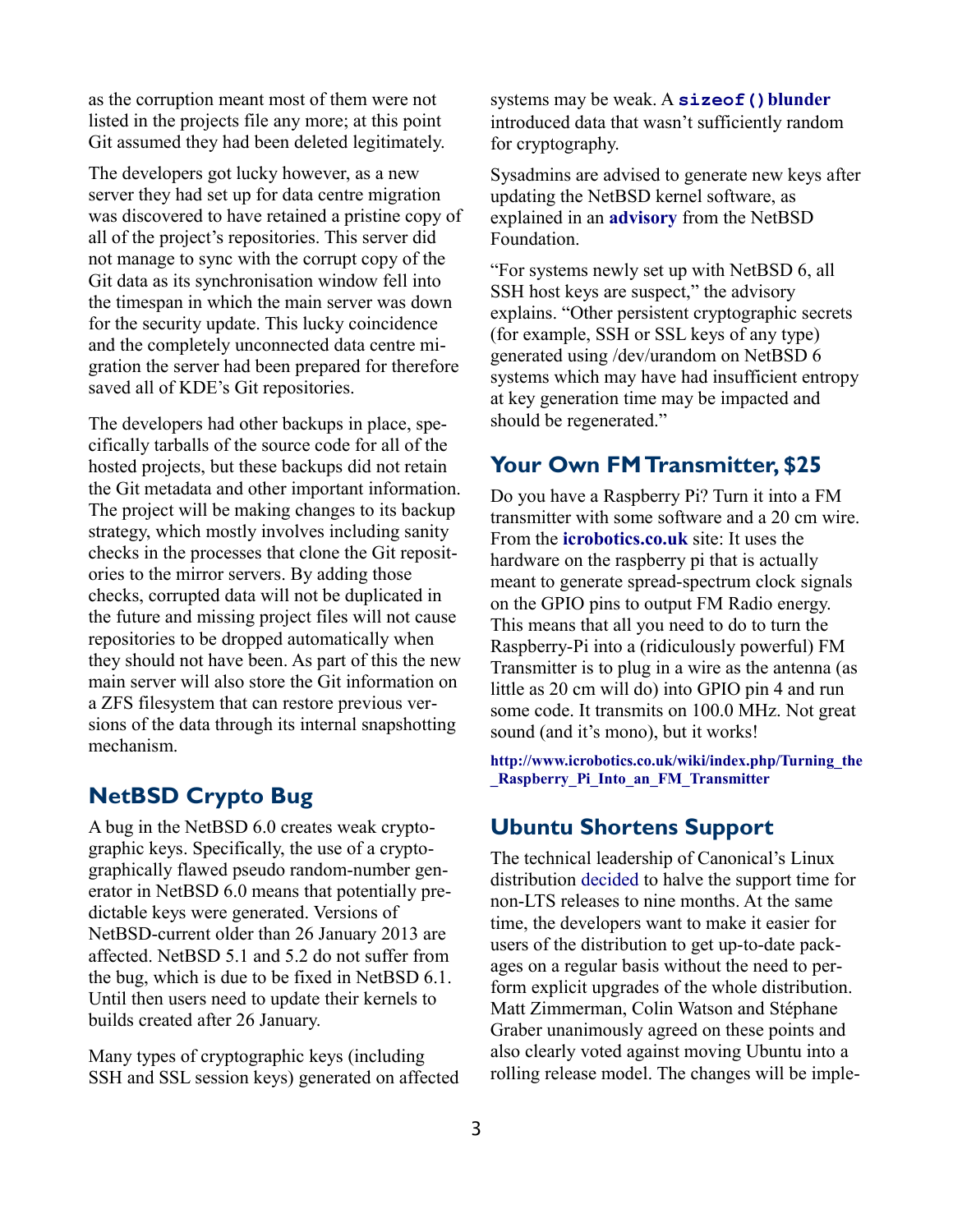as the corruption meant most of them were not listed in the projects file any more; at this point Git assumed they had been deleted legitimately.

The developers got lucky however, as a new server they had set up for data centre migration was discovered to have retained a pristine copy of all of the project's repositories. This server did not manage to sync with the corrupt copy of the Git data as its synchronisation window fell into the timespan in which the main server was down for the security update. This lucky coincidence and the completely unconnected data centre migration the server had been prepared for therefore saved all of KDE's Git repositories.

The developers had other backups in place, specifically tarballs of the source code for all of the hosted projects, but these backups did not retain the Git metadata and other important information. The project will be making changes to its backup strategy, which mostly involves including sanity checks in the processes that clone the Git repositories to the mirror servers. By adding those checks, corrupted data will not be duplicated in the future and missing project files will not cause repositories to be dropped automatically when they should not have been. As part of this the new main server will also store the Git information on a ZFS filesystem that can restore previous versions of the data through its internal snapshotting mechanism.

## NetBSD Crypto Bug

A bug in the NetBSD 6.0 creates weak cryptographic keys. Specifically, the use of a cryptographically flawed pseudo random-number generator in NetBSD 6.0 means that potentially predictable keys were generated. Versions of NetBSD-current older than 26 January 2013 are affected. NetBSD 5.1 and 5.2 do not suffer from the bug, which is due to be fixed in NetBSD 6.1. Until then users need to update their kernels to builds created after 26 January.

Many types of cryptographic keys (including SSH and SSL session keys) generated on affected systems may be weak. A **`sizeof()` blunder** introduced data that wasn't sufficiently random for cryptography.

Sysadmins are advised to generate new keys after updating the NetBSD kernel software, as explained in an **advisory** from the NetBSD Foundation.

"For systems newly set up with NetBSD 6, all SSH host keys are suspect," the advisory explains. "Other persistent cryptographic secrets (for example, SSH or SSL keys of any type) generated using /dev/urandom on NetBSD 6 systems which may have had insufficient entropy at key generation time may be impacted and should be regenerated."

## Your Own FM Transmitter, $25

Do you have a Raspberry Pi? Turn it into a FM transmitter with some software and a 20 cm wire. From the **icrobotics.co.uk** site: It uses the hardware on the raspberry pi that is actually meant to generate spread-spectrum clock signals on the GPIO pins to output FM Radio energy. This means that all you need to do to turn the Raspberry-Pi into a (ridiculously powerful) FM Transmitter is to plug in a wire as the antenna (as little as 20 cm will do) into GPIO pin 4 and run some code. It transmits on 100.0 MHz. Not great sound (and it's mono), but it works!

**http://www.icrobotics.co.uk/wiki/index.php/Turning_the_Raspberry_Pi_Into_an_FM_Transmitter**

## Ubuntu Shortens Support

The technical leadership of Canonical's Linux distribution decided to halve the support time for non-LTS releases to nine months. At the same time, the developers want to make it easier for users of the distribution to get up-to-date packages on a regular basis without the need to perform explicit upgrades of the whole distribution. Matt Zimmerman, Colin Watson and Stéphane Graber unanimously agreed on these points and also clearly voted against moving Ubuntu into a rolling release model. The changes will be imple-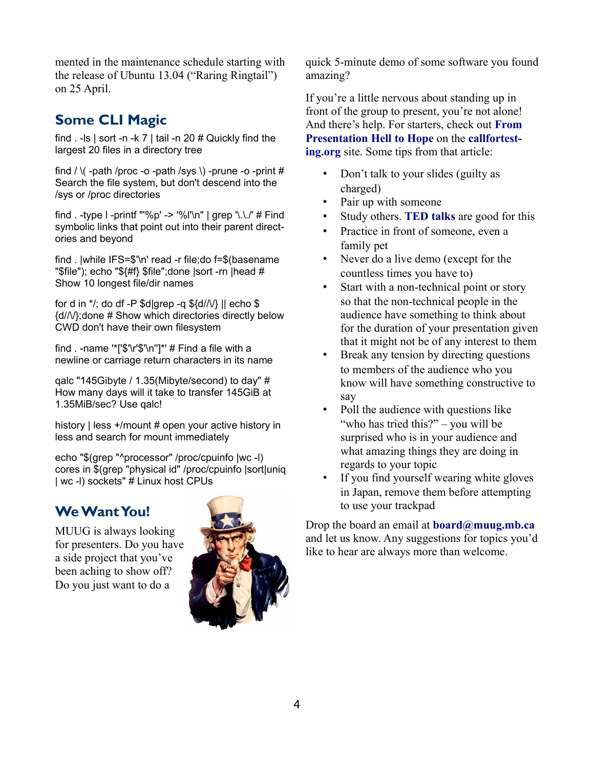mented in the maintenance schedule starting with the release of Ubuntu 13.04 (“Raring Ringtail”) on 25 April.

## Some CLI Magic

```
find . -ls | sort -n -k 7 | tail -n 20 # Quickly find the largest 20 files in a directory tree
```

```
find / \( -path /proc -o -path /sys \) -prune -o -print # Search the file system, but don't descend into the /sys or /proc directories
```

```
find . -type l -printf "'%p' -> '%l'\n" | grep '\.\./' # Find symbolic links that point out into their parent directories and beyond
```

```
find . |while IFS=$'\n' read -r file;do f=$(basename "$file"); echo "${#f} $file";done |sort -rn |head # Show 10 longest file/dir names
```

```
for d in */; do df -P $d|grep -q ${d//\/} || echo ${d//\/};done # Show which directories directly below CWD don't have their own filesystem
```

```
find . -name '*['$'\r'$'\n'']*' # Find a file with a newline or carriage return characters in its name
```

```
qalc "145Gibyte / 1.35(Mibyte/second) to day" # How many days will it take to transfer 145GiB at 1.35MiB/sec? Use qalc!
```

```
history | less +/mount # open your active history in less and search for mount immediately
```

```
echo "$(grep "^processor" /proc/cpuinfo |wc -l) cores in $(grep "physical id" /proc/cpuinfo |sort|uniq | wc -l) sockets" # Linux host CPUs
```

## We Want You!

MUUG is always looking for presenters. Do you have a side project that you’ve been aching to show off? Do you just want to do a quick 5-minute demo of some software you found amazing?

If you’re a little nervous about standing up in front of the group to present, you’re not alone! And there’s help. For starters, check out **From Presentation Hell to Hope** on the **callfortesting.org** site. Some tips from that article:

- Don’t talk to your slides (guilty as charged)
- Pair up with someone
- Study others. **TED talks** are good for this
- Practice in front of someone, even a family pet
- Never do a live demo (except for the countless times you have to)
- Start with a non-technical point or story so that the non-technical people in the audience have something to think about for the duration of your presentation given that it might not be of any interest to them
- Break any tension by directing questions to members of the audience who you know will have something constructive to say
- Poll the audience with questions like “who has tried this?” – you will be surprised who is in your audience and what amazing things they are doing in regards to your topic
- If you find yourself wearing white gloves in Japan, remove them before attempting to use your trackpad

Drop the board an email at **board@muug.mb.ca** and let us know. Any suggestions for topics you’d like to hear are always more than welcome.